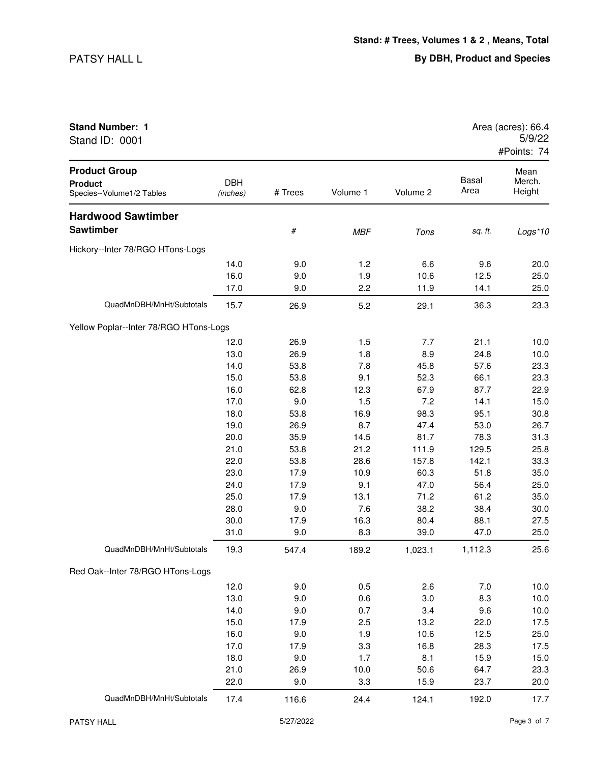PATSY HALL L

**Stand: # Trees, Volumes 1 & 2 , Means, Total**

**By DBH, Product and Species**

**Stand Number: 1**
Stand ID: 0001

Area (acres): 66.4
5/9/22
#Points: 74

| Product Group / Product / Species--Volume1/2 Tables | DBH (inches) | # Trees | Volume 1 | Volume 2 | Basal Area | Mean Merch. Height |
|---|---|---|---|---|---|---|
| **Hardwood Sawtimber** | | | | | | |
| **Sawtimber** | | *#* | *MBF* | *Tons* | *sq. ft.* | *Logs*10* |
| Hickory--Inter 78/RGO HTons-Logs | | | | | | |
| | 14.0 | 9.0 | 1.2 | 6.6 | 9.6 | 20.0 |
| | 16.0 | 9.0 | 1.9 | 10.6 | 12.5 | 25.0 |
| | 17.0 | 9.0 | 2.2 | 11.9 | 14.1 | 25.0 |
| QuadMnDBH/MnHt/Subtotals | 15.7 | 26.9 | 5.2 | 29.1 | 36.3 | 23.3 |
| Yellow Poplar--Inter 78/RGO HTons-Logs | | | | | | |
| | 12.0 | 26.9 | 1.5 | 7.7 | 21.1 | 10.0 |
| | 13.0 | 26.9 | 1.8 | 8.9 | 24.8 | 10.0 |
| | 14.0 | 53.8 | 7.8 | 45.8 | 57.6 | 23.3 |
| | 15.0 | 53.8 | 9.1 | 52.3 | 66.1 | 23.3 |
| | 16.0 | 62.8 | 12.3 | 67.9 | 87.7 | 22.9 |
| | 17.0 | 9.0 | 1.5 | 7.2 | 14.1 | 15.0 |
| | 18.0 | 53.8 | 16.9 | 98.3 | 95.1 | 30.8 |
| | 19.0 | 26.9 | 8.7 | 47.4 | 53.0 | 26.7 |
| | 20.0 | 35.9 | 14.5 | 81.7 | 78.3 | 31.3 |
| | 21.0 | 53.8 | 21.2 | 111.9 | 129.5 | 25.8 |
| | 22.0 | 53.8 | 28.6 | 157.8 | 142.1 | 33.3 |
| | 23.0 | 17.9 | 10.9 | 60.3 | 51.8 | 35.0 |
| | 24.0 | 17.9 | 9.1 | 47.0 | 56.4 | 25.0 |
| | 25.0 | 17.9 | 13.1 | 71.2 | 61.2 | 35.0 |
| | 28.0 | 9.0 | 7.6 | 38.2 | 38.4 | 30.0 |
| | 30.0 | 17.9 | 16.3 | 80.4 | 88.1 | 27.5 |
| | 31.0 | 9.0 | 8.3 | 39.0 | 47.0 | 25.0 |
| QuadMnDBH/MnHt/Subtotals | 19.3 | 547.4 | 189.2 | 1,023.1 | 1,112.3 | 25.6 |
| Red Oak--Inter 78/RGO HTons-Logs | | | | | | |
| | 12.0 | 9.0 | 0.5 | 2.6 | 7.0 | 10.0 |
| | 13.0 | 9.0 | 0.6 | 3.0 | 8.3 | 10.0 |
| | 14.0 | 9.0 | 0.7 | 3.4 | 9.6 | 10.0 |
| | 15.0 | 17.9 | 2.5 | 13.2 | 22.0 | 17.5 |
| | 16.0 | 9.0 | 1.9 | 10.6 | 12.5 | 25.0 |
| | 17.0 | 17.9 | 3.3 | 16.8 | 28.3 | 17.5 |
| | 18.0 | 9.0 | 1.7 | 8.1 | 15.9 | 15.0 |
| | 21.0 | 26.9 | 10.0 | 50.6 | 64.7 | 23.3 |
| | 22.0 | 9.0 | 3.3 | 15.9 | 23.7 | 20.0 |
| QuadMnDBH/MnHt/Subtotals | 17.4 | 116.6 | 24.4 | 124.1 | 192.0 | 17.7 |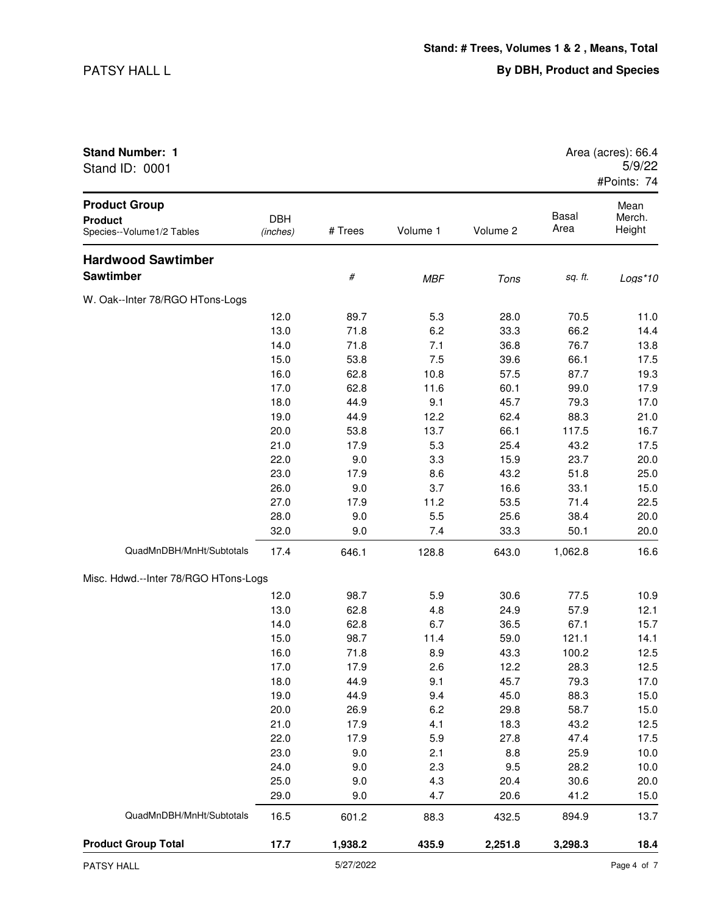**Stand: # Trees, Volumes 1 & 2 , Means, Total**

**By DBH, Product and Species**

PATSY HALL L

**Stand Number: 1**
Stand ID: 0001

Area (acres): 66.4
5/9/22
#Points: 74

| Product Group / Product / Species--Volume1/2 Tables | DBH (inches) | # Trees | Volume 1 | Volume 2 | Basal Area | Mean Merch. Height |
|---|---|---|---|---|---|---|
| **Hardwood Sawtimber** | | | | | | |
| **Sawtimber** | | *#* | *MBF* | *Tons* | *sq. ft.* | *Logs*10* |
| W. Oak--Inter 78/RGO HTons-Logs | | | | | | |
| | 12.0 | 89.7 | 5.3 | 28.0 | 70.5 | 11.0 |
| | 13.0 | 71.8 | 6.2 | 33.3 | 66.2 | 14.4 |
| | 14.0 | 71.8 | 7.1 | 36.8 | 76.7 | 13.8 |
| | 15.0 | 53.8 | 7.5 | 39.6 | 66.1 | 17.5 |
| | 16.0 | 62.8 | 10.8 | 57.5 | 87.7 | 19.3 |
| | 17.0 | 62.8 | 11.6 | 60.1 | 99.0 | 17.9 |
| | 18.0 | 44.9 | 9.1 | 45.7 | 79.3 | 17.0 |
| | 19.0 | 44.9 | 12.2 | 62.4 | 88.3 | 21.0 |
| | 20.0 | 53.8 | 13.7 | 66.1 | 117.5 | 16.7 |
| | 21.0 | 17.9 | 5.3 | 25.4 | 43.2 | 17.5 |
| | 22.0 | 9.0 | 3.3 | 15.9 | 23.7 | 20.0 |
| | 23.0 | 17.9 | 8.6 | 43.2 | 51.8 | 25.0 |
| | 26.0 | 9.0 | 3.7 | 16.6 | 33.1 | 15.0 |
| | 27.0 | 17.9 | 11.2 | 53.5 | 71.4 | 22.5 |
| | 28.0 | 9.0 | 5.5 | 25.6 | 38.4 | 20.0 |
| | 32.0 | 9.0 | 7.4 | 33.3 | 50.1 | 20.0 |
| QuadMnDBH/MnHt/Subtotals | 17.4 | 646.1 | 128.8 | 643.0 | 1,062.8 | 16.6 |
| Misc. Hdwd.--Inter 78/RGO HTons-Logs | | | | | | |
| | 12.0 | 98.7 | 5.9 | 30.6 | 77.5 | 10.9 |
| | 13.0 | 62.8 | 4.8 | 24.9 | 57.9 | 12.1 |
| | 14.0 | 62.8 | 6.7 | 36.5 | 67.1 | 15.7 |
| | 15.0 | 98.7 | 11.4 | 59.0 | 121.1 | 14.1 |
| | 16.0 | 71.8 | 8.9 | 43.3 | 100.2 | 12.5 |
| | 17.0 | 17.9 | 2.6 | 12.2 | 28.3 | 12.5 |
| | 18.0 | 44.9 | 9.1 | 45.7 | 79.3 | 17.0 |
| | 19.0 | 44.9 | 9.4 | 45.0 | 88.3 | 15.0 |
| | 20.0 | 26.9 | 6.2 | 29.8 | 58.7 | 15.0 |
| | 21.0 | 17.9 | 4.1 | 18.3 | 43.2 | 12.5 |
| | 22.0 | 17.9 | 5.9 | 27.8 | 47.4 | 17.5 |
| | 23.0 | 9.0 | 2.1 | 8.8 | 25.9 | 10.0 |
| | 24.0 | 9.0 | 2.3 | 9.5 | 28.2 | 10.0 |
| | 25.0 | 9.0 | 4.3 | 20.4 | 30.6 | 20.0 |
| | 29.0 | 9.0 | 4.7 | 20.6 | 41.2 | 15.0 |
| QuadMnDBH/MnHt/Subtotals | 16.5 | 601.2 | 88.3 | 432.5 | 894.9 | 13.7 |
| **Product Group Total** | **17.7** | **1,938.2** | **435.9** | **2,251.8** | **3,298.3** | **18.4** |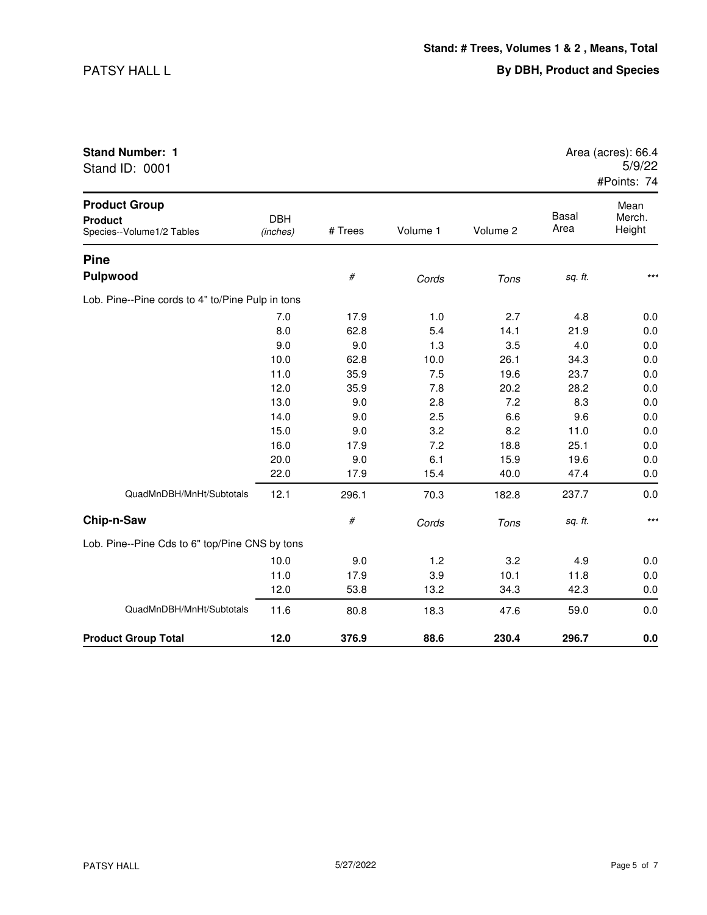PATSY HALL L

**Stand: # Trees, Volumes 1 & 2 , Means, Total**

**By DBH, Product and Species**

**Stand Number: 1**
Stand ID: 0001

Area (acres): 66.4
5/9/22
#Points: 74

| Product Group / Product / Species--Volume1/2 Tables | DBH (inches) | # Trees | Volume 1 | Volume 2 | Basal Area | Mean Merch. Height |
|---|---|---|---|---|---|---|
| **Pine** | | | | | | |
| **Pulpwood** | | # | *Cords* | *Tons* | *sq. ft.* | *** |
| Lob. Pine--Pine cords to 4" to/Pine Pulp in tons | | | | | | |
| | 7.0 | 17.9 | 1.0 | 2.7 | 4.8 | 0.0 |
| | 8.0 | 62.8 | 5.4 | 14.1 | 21.9 | 0.0 |
| | 9.0 | 9.0 | 1.3 | 3.5 | 4.0 | 0.0 |
| | 10.0 | 62.8 | 10.0 | 26.1 | 34.3 | 0.0 |
| | 11.0 | 35.9 | 7.5 | 19.6 | 23.7 | 0.0 |
| | 12.0 | 35.9 | 7.8 | 20.2 | 28.2 | 0.0 |
| | 13.0 | 9.0 | 2.8 | 7.2 | 8.3 | 0.0 |
| | 14.0 | 9.0 | 2.5 | 6.6 | 9.6 | 0.0 |
| | 15.0 | 9.0 | 3.2 | 8.2 | 11.0 | 0.0 |
| | 16.0 | 17.9 | 7.2 | 18.8 | 25.1 | 0.0 |
| | 20.0 | 9.0 | 6.1 | 15.9 | 19.6 | 0.0 |
| | 22.0 | 17.9 | 15.4 | 40.0 | 47.4 | 0.0 |
| QuadMnDBH/MnHt/Subtotals | 12.1 | 296.1 | 70.3 | 182.8 | 237.7 | 0.0 |
| **Chip-n-Saw** | | # | *Cords* | *Tons* | *sq. ft.* | *** |
| Lob. Pine--Pine Cds to 6" top/Pine CNS by tons | | | | | | |
| | 10.0 | 9.0 | 1.2 | 3.2 | 4.9 | 0.0 |
| | 11.0 | 17.9 | 3.9 | 10.1 | 11.8 | 0.0 |
| | 12.0 | 53.8 | 13.2 | 34.3 | 42.3 | 0.0 |
| QuadMnDBH/MnHt/Subtotals | 11.6 | 80.8 | 18.3 | 47.6 | 59.0 | 0.0 |
| **Product Group Total** | **12.0** | **376.9** | **88.6** | **230.4** | **296.7** | **0.0** |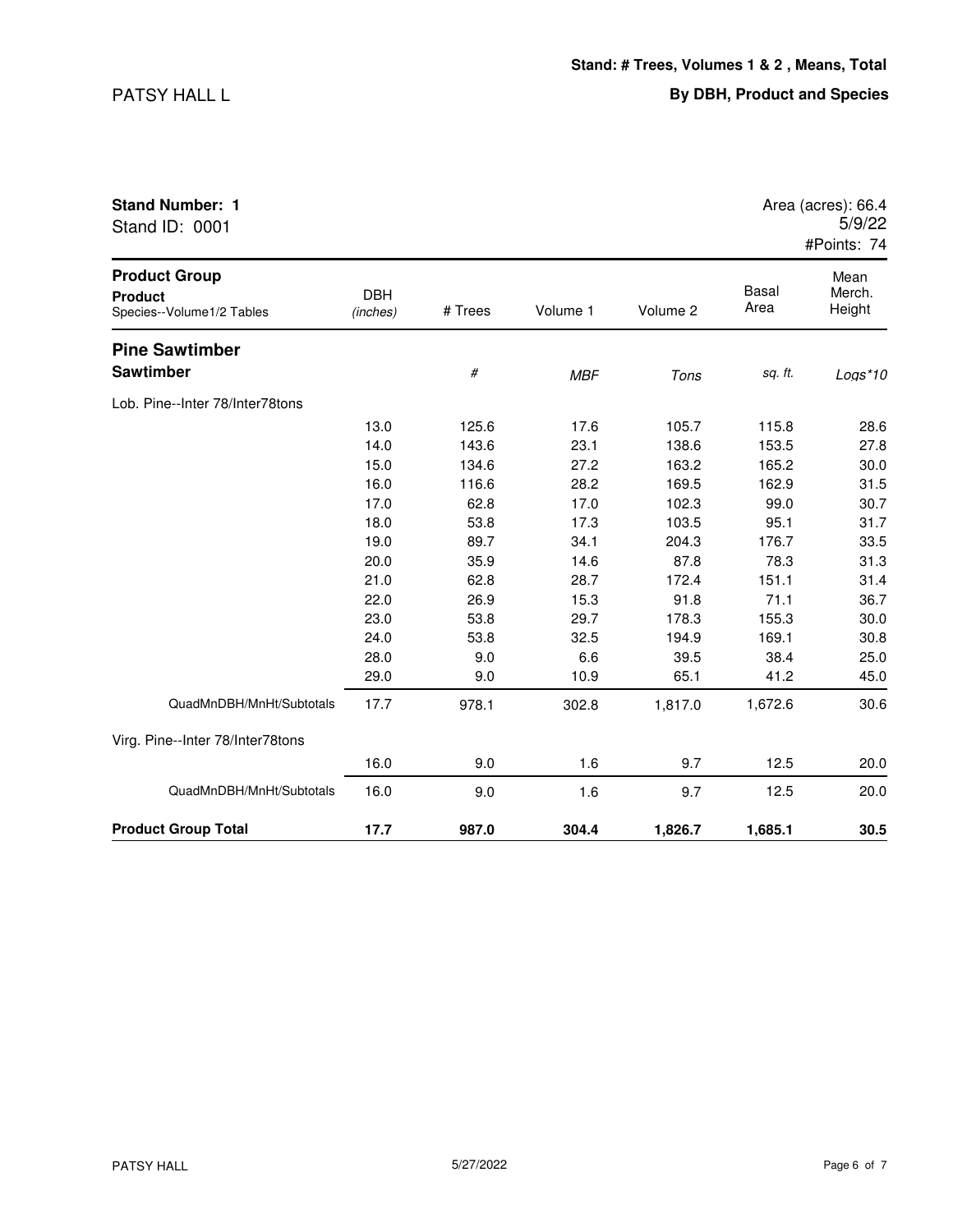**Stand: # Trees, Volumes 1 & 2 , Means, Total**

PATSY HALL L

**By DBH, Product and Species**

**Stand Number: 1**
Stand ID: 0001

Area (acres): 66.4
5/9/22
#Points: 74

| **Product Group** / **Product** / Species--Volume1/2 Tables | DBH *(inches)* | # Trees | Volume 1 | Volume 2 | Basal Area | Mean Merch. Height |
|---|---|---|---|---|---|---|
| **Pine Sawtimber** | | | | | | |
| **Sawtimber** | | *#* | *MBF* | *Tons* | *sq. ft.* | *Logs*10* |
| Lob. Pine--Inter 78/Inter78tons | | | | | | |
| | 13.0 | 125.6 | 17.6 | 105.7 | 115.8 | 28.6 |
| | 14.0 | 143.6 | 23.1 | 138.6 | 153.5 | 27.8 |
| | 15.0 | 134.6 | 27.2 | 163.2 | 165.2 | 30.0 |
| | 16.0 | 116.6 | 28.2 | 169.5 | 162.9 | 31.5 |
| | 17.0 | 62.8 | 17.0 | 102.3 | 99.0 | 30.7 |
| | 18.0 | 53.8 | 17.3 | 103.5 | 95.1 | 31.7 |
| | 19.0 | 89.7 | 34.1 | 204.3 | 176.7 | 33.5 |
| | 20.0 | 35.9 | 14.6 | 87.8 | 78.3 | 31.3 |
| | 21.0 | 62.8 | 28.7 | 172.4 | 151.1 | 31.4 |
| | 22.0 | 26.9 | 15.3 | 91.8 | 71.1 | 36.7 |
| | 23.0 | 53.8 | 29.7 | 178.3 | 155.3 | 30.0 |
| | 24.0 | 53.8 | 32.5 | 194.9 | 169.1 | 30.8 |
| | 28.0 | 9.0 | 6.6 | 39.5 | 38.4 | 25.0 |
| | 29.0 | 9.0 | 10.9 | 65.1 | 41.2 | 45.0 |
| QuadMnDBH/MnHt/Subtotals | 17.7 | 978.1 | 302.8 | 1,817.0 | 1,672.6 | 30.6 |
| Virg. Pine--Inter 78/Inter78tons | | | | | | |
| | 16.0 | 9.0 | 1.6 | 9.7 | 12.5 | 20.0 |
| QuadMnDBH/MnHt/Subtotals | 16.0 | 9.0 | 1.6 | 9.7 | 12.5 | 20.0 |
| **Product Group Total** | **17.7** | **987.0** | **304.4** | **1,826.7** | **1,685.1** | **30.5** |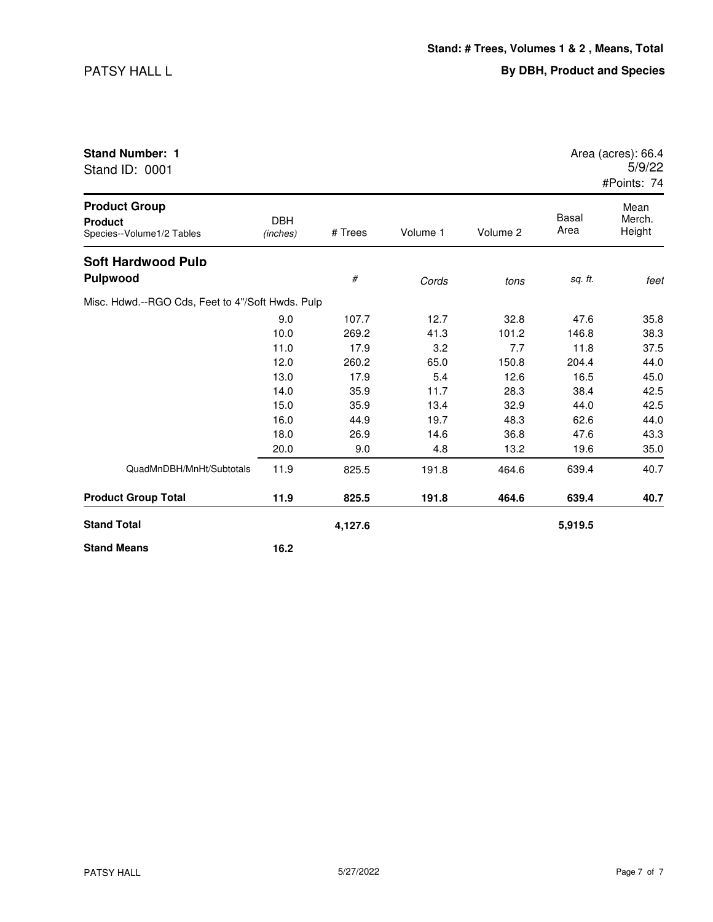**Stand: # Trees, Volumes 1 & 2 , Means, Total**

**By DBH, Product and Species**

PATSY HALL L

**Stand Number: 1**
Stand ID: 0001

Area (acres): 66.4
5/9/22
#Points: 74

| **Product Group** / **Product** / Species--Volume1/2 Tables | DBH (inches) | # Trees | Volume 1 | Volume 2 | Basal Area | Mean Merch. Height |
|---|---|---|---|---|---|---|
| **Soft Hardwood Pulp** | | | | | | |
| **Pulpwood** | | # | Cords | tons | sq. ft. | feet |
| Misc. Hdwd.--RGO Cds, Feet to 4"/Soft Hwds. Pulp | | | | | | |
| | 9.0 | 107.7 | 12.7 | 32.8 | 47.6 | 35.8 |
| | 10.0 | 269.2 | 41.3 | 101.2 | 146.8 | 38.3 |
| | 11.0 | 17.9 | 3.2 | 7.7 | 11.8 | 37.5 |
| | 12.0 | 260.2 | 65.0 | 150.8 | 204.4 | 44.0 |
| | 13.0 | 17.9 | 5.4 | 12.6 | 16.5 | 45.0 |
| | 14.0 | 35.9 | 11.7 | 28.3 | 38.4 | 42.5 |
| | 15.0 | 35.9 | 13.4 | 32.9 | 44.0 | 42.5 |
| | 16.0 | 44.9 | 19.7 | 48.3 | 62.6 | 44.0 |
| | 18.0 | 26.9 | 14.6 | 36.8 | 47.6 | 43.3 |
| | 20.0 | 9.0 | 4.8 | 13.2 | 19.6 | 35.0 |
| QuadMnDBH/MnHt/Subtotals | 11.9 | 825.5 | 191.8 | 464.6 | 639.4 | 40.7 |
| **Product Group Total** | **11.9** | **825.5** | **191.8** | **464.6** | **639.4** | **40.7** |
| **Stand Total** | | **4,127.6** | | | **5,919.5** | |
| **Stand Means** | **16.2** | | | | | |